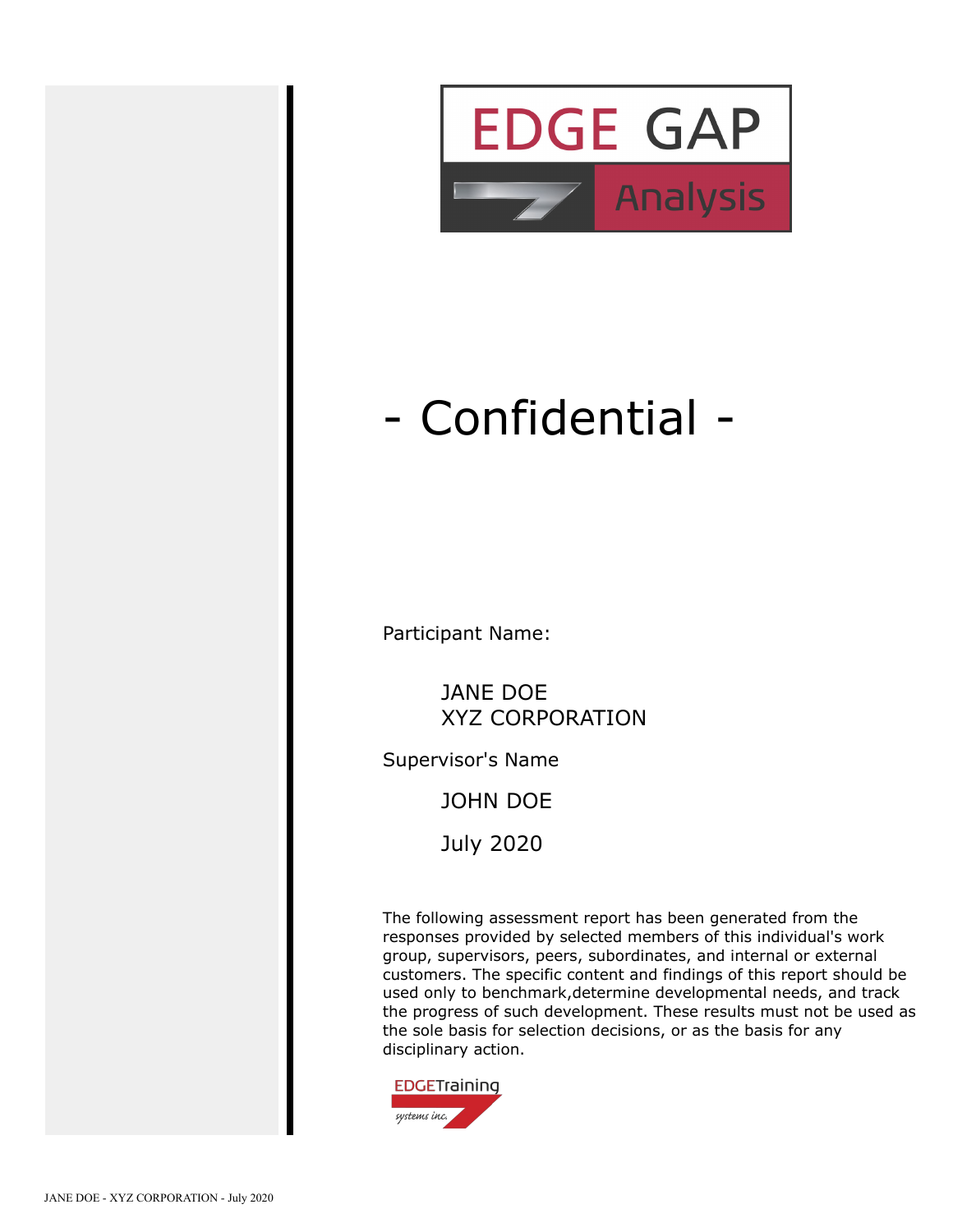# EDGE GAP Analysis

# - Confidential -

Participant Name:

JANE DOE
XYZ CORPORATION

Supervisor's Name

JOHN DOE

July 2020

The following assessment report has been generated from the responses provided by selected members of this individual's work group, supervisors, peers, subordinates, and internal or external customers. The specific content and findings of this report should be used only to benchmark,determine developmental needs, and track the progress of such development. These results must not be used as the sole basis for selection decisions, or as the basis for any disciplinary action.

EDGETraining systems inc.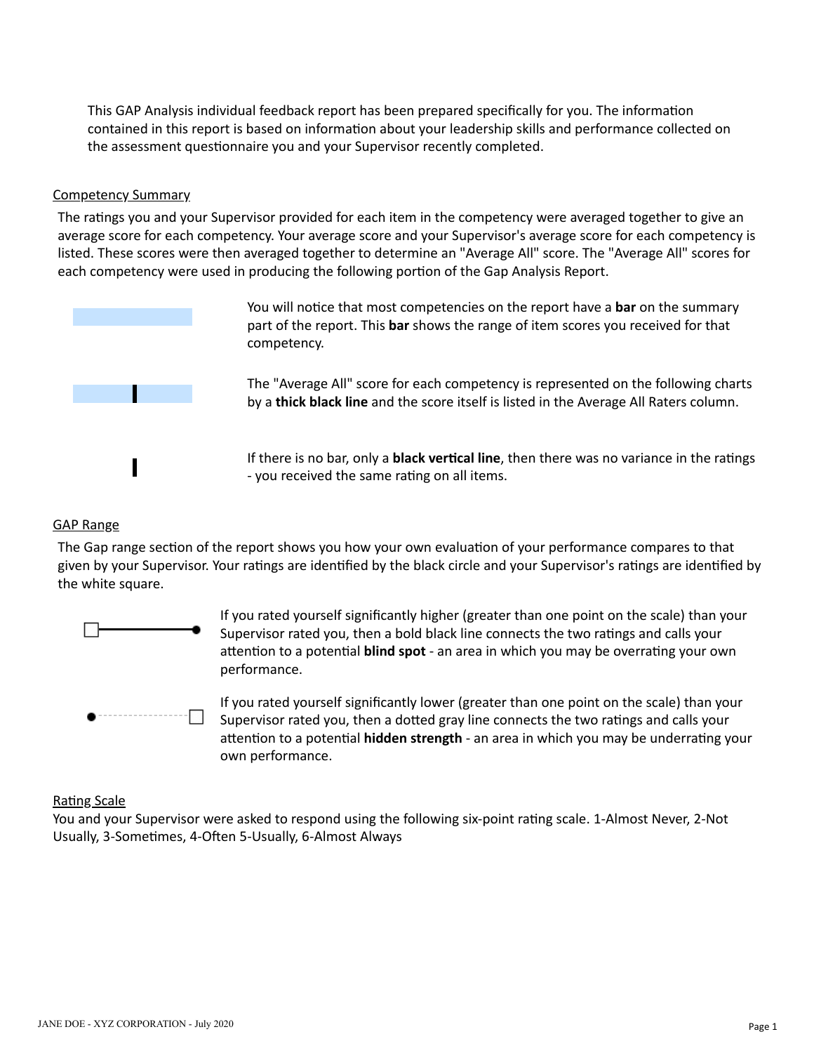This GAP Analysis individual feedback report has been prepared specifically for you. The information contained in this report is based on information about your leadership skills and performance collected on the assessment questionnaire you and your Supervisor recently completed.

## Competency Summary

The ratings you and your Supervisor provided for each item in the competency were averaged together to give an average score for each competency. Your average score and your Supervisor's average score for each competency is listed. These scores were then averaged together to determine an "Average All" score. The "Average All" scores for each competency were used in producing the following portion of the Gap Analysis Report.

You will notice that most competencies on the report have a **bar** on the summary part of the report. This **bar** shows the range of item scores you received for that competency.

The "Average All" score for each competency is represented on the following charts by a **thick black line** and the score itself is listed in the Average All Raters column.

If there is no bar, only a **black vertical line**, then there was no variance in the ratings - you received the same rating on all items.

## GAP Range

The Gap range section of the report shows you how your own evaluation of your performance compares to that given by your Supervisor. Your ratings are identified by the black circle and your Supervisor's ratings are identified by the white square.

If you rated yourself significantly higher (greater than one point on the scale) than your Supervisor rated you, then a bold black line connects the two ratings and calls your attention to a potential **blind spot** - an area in which you may be overrating your own performance.

If you rated yourself significantly lower (greater than one point on the scale) than your Supervisor rated you, then a dotted gray line connects the two ratings and calls your attention to a potential **hidden strength** - an area in which you may be underrating your own performance.

## Rating Scale

You and your Supervisor were asked to respond using the following six-point rating scale. 1-Almost Never, 2-Not Usually, 3-Sometimes, 4-Often 5-Usually, 6-Almost Always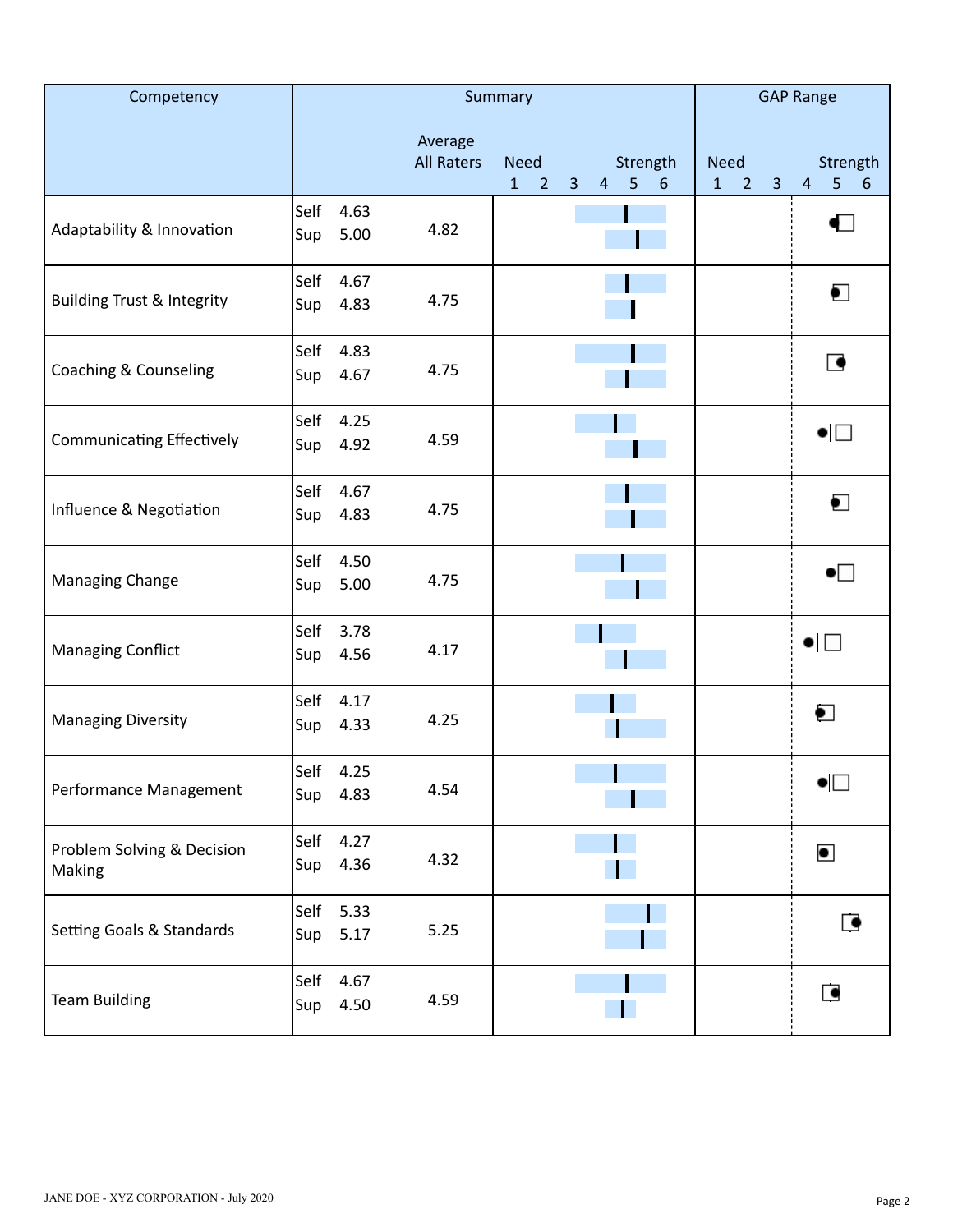| Competency | Summary | | | GAP Range |
|---|---|---|---|---|
| | | Average All Raters | Need — Strength (1 2 3 4 5 6) | Need — Strength (1 2 3 4 5 6) |
| Adaptability & Innovation | Self 4.63<br>Sup 5.00 | 4.82 | | |
| Building Trust & Integrity | Self 4.67<br>Sup 4.83 | 4.75 | | |
| Coaching & Counseling | Self 4.83<br>Sup 4.67 | 4.75 | | |
| Communicating Effectively | Self 4.25<br>Sup 4.92 | 4.59 | | |
| Influence & Negotiation | Self 4.67<br>Sup 4.83 | 4.75 | | |
| Managing Change | Self 4.50<br>Sup 5.00 | 4.75 | | |
| Managing Conflict | Self 3.78<br>Sup 4.56 | 4.17 | | |
| Managing Diversity | Self 4.17<br>Sup 4.33 | 4.25 | | |
| Performance Management | Self 4.25<br>Sup 4.83 | 4.54 | | |
| Problem Solving & Decision Making | Self 4.27<br>Sup 4.36 | 4.32 | | |
| Setting Goals & Standards | Self 5.33<br>Sup 5.17 | 5.25 | | |
| Team Building | Self 4.67<br>Sup 4.50 | 4.59 | | |

JANE DOE - XYZ CORPORATION - July 2020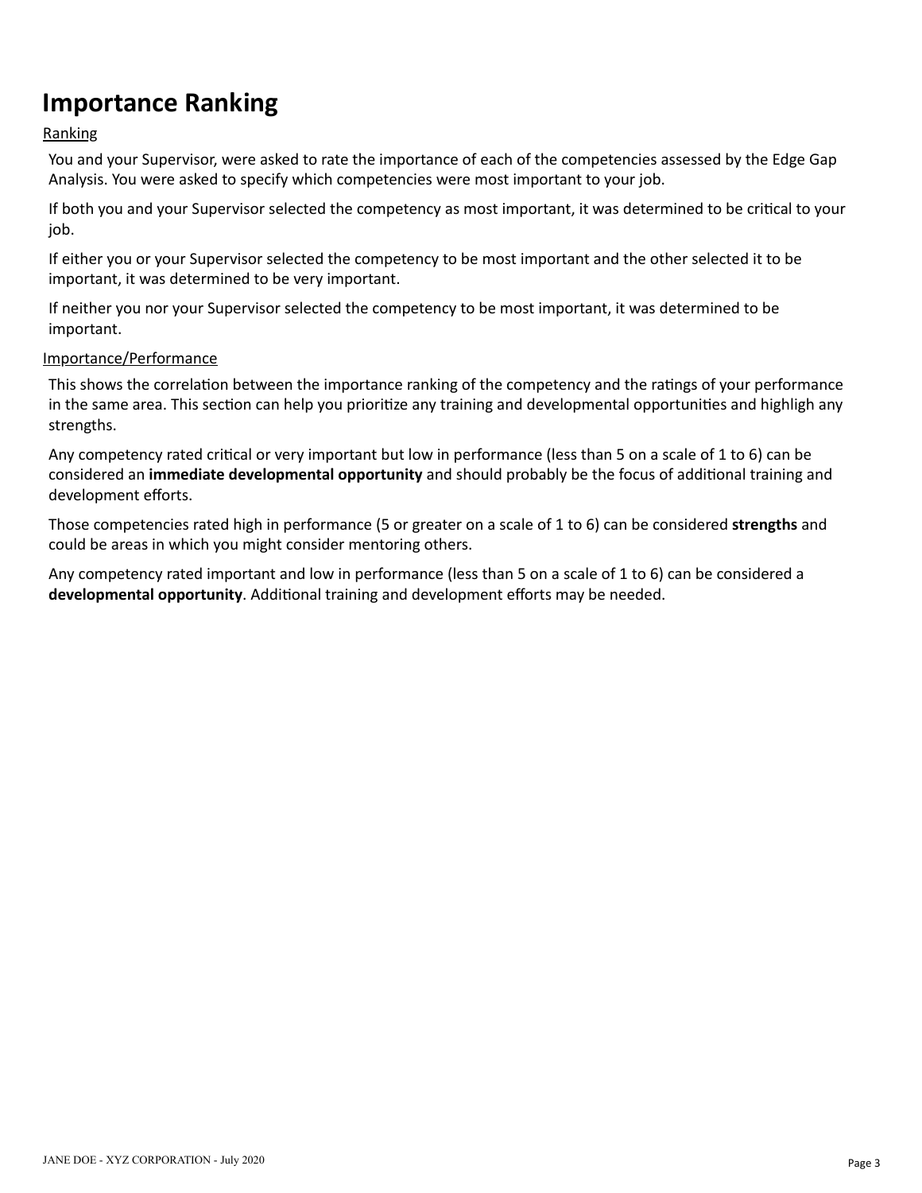# Importance Ranking

<u>Ranking</u>

You and your Supervisor, were asked to rate the importance of each of the competencies assessed by the Edge Gap Analysis. You were asked to specify which competencies were most important to your job.

If both you and your Supervisor selected the competency as most important, it was determined to be critical to your job.

If either you or your Supervisor selected the competency to be most important and the other selected it to be important, it was determined to be very important.

If neither you nor your Supervisor selected the competency to be most important, it was determined to be important.

<u>Importance/Performance</u>

This shows the correlation between the importance ranking of the competency and the ratings of your performance in the same area. This section can help you prioritize any training and developmental opportunities and highligh any strengths.

Any competency rated critical or very important but low in performance (less than 5 on a scale of 1 to 6) can be considered an **immediate developmental opportunity** and should probably be the focus of additional training and development efforts.

Those competencies rated high in performance (5 or greater on a scale of 1 to 6) can be considered **strengths** and could be areas in which you might consider mentoring others.

Any competency rated important and low in performance (less than 5 on a scale of 1 to 6) can be considered a **developmental opportunity**. Additional training and development efforts may be needed.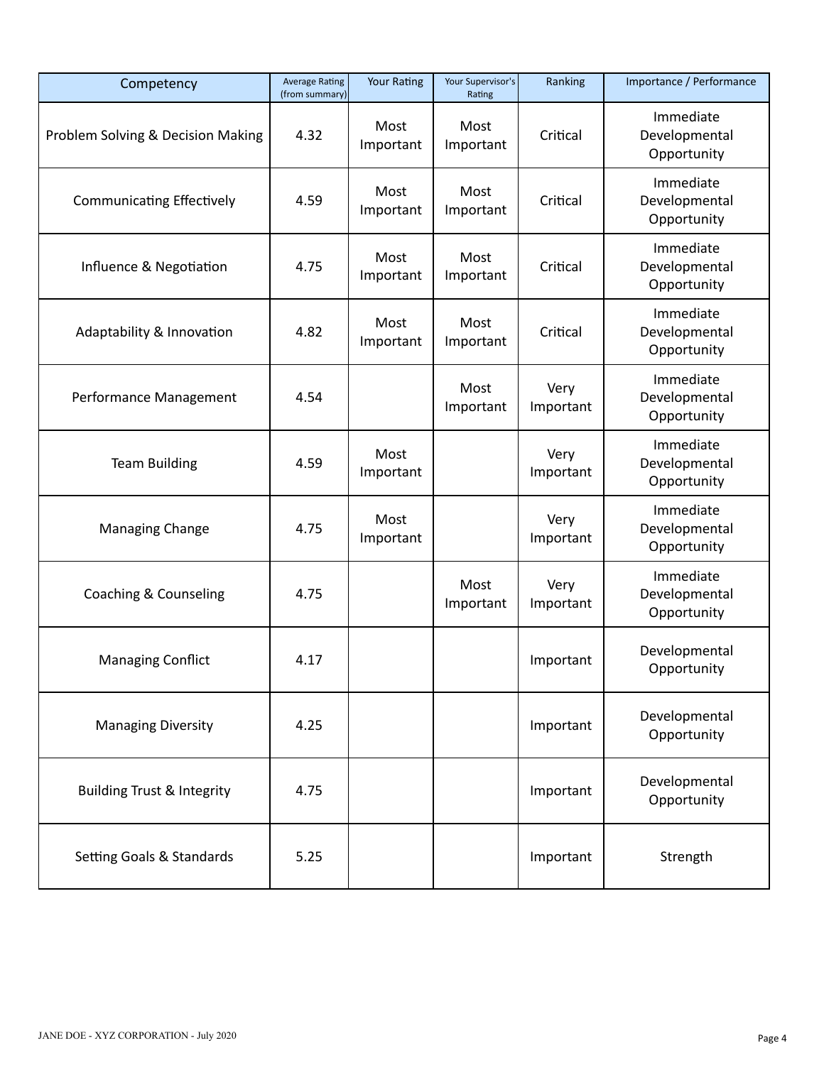| Competency | Average Rating (from summary) | Your Rating | Your Supervisor's Rating | Ranking | Importance / Performance |
|---|---|---|---|---|---|
| Problem Solving & Decision Making | 4.32 | Most Important | Most Important | Critical | Immediate Developmental Opportunity |
| Communicating Effectively | 4.59 | Most Important | Most Important | Critical | Immediate Developmental Opportunity |
| Influence & Negotiation | 4.75 | Most Important | Most Important | Critical | Immediate Developmental Opportunity |
| Adaptability & Innovation | 4.82 | Most Important | Most Important | Critical | Immediate Developmental Opportunity |
| Performance Management | 4.54 | | Most Important | Very Important | Immediate Developmental Opportunity |
| Team Building | 4.59 | Most Important | | Very Important | Immediate Developmental Opportunity |
| Managing Change | 4.75 | Most Important | | Very Important | Immediate Developmental Opportunity |
| Coaching & Counseling | 4.75 | | Most Important | Very Important | Immediate Developmental Opportunity |
| Managing Conflict | 4.17 | | | Important | Developmental Opportunity |
| Managing Diversity | 4.25 | | | Important | Developmental Opportunity |
| Building Trust & Integrity | 4.75 | | | Important | Developmental Opportunity |
| Setting Goals & Standards | 5.25 | | | Important | Strength |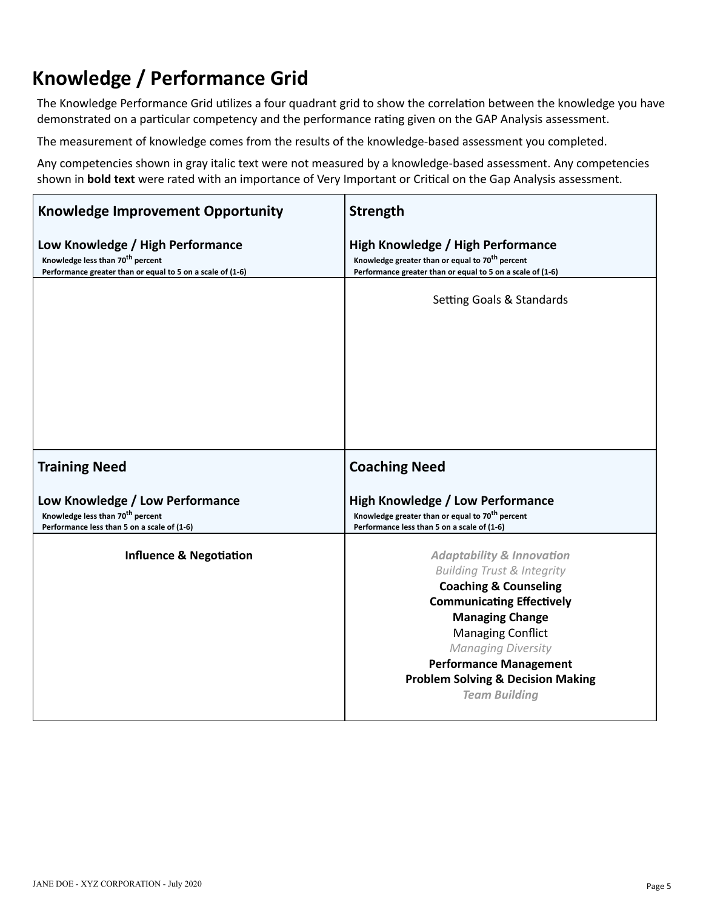# Knowledge / Performance Grid

The Knowledge Performance Grid utilizes a four quadrant grid to show the correlation between the knowledge you have demonstrated on a particular competency and the performance rating given on the GAP Analysis assessment.

The measurement of knowledge comes from the results of the knowledge-based assessment you completed.

Any competencies shown in gray italic text were not measured by a knowledge-based assessment. Any competencies shown in **bold text** were rated with an importance of Very Important or Critical on the Gap Analysis assessment.

| **Knowledge Improvement Opportunity**<br><br>**Low Knowledge / High Performance**<br>**Knowledge less than 70th percent**<br>**Performance greater than or equal to 5 on a scale of (1-6)** | **Strength**<br><br>**High Knowledge / High Performance**<br>**Knowledge greater than or equal to 70th percent**<br>**Performance greater than or equal to 5 on a scale of (1-6)** |
|---|---|
| | Setting Goals & Standards |
| **Training Need**<br><br>**Low Knowledge / Low Performance**<br>**Knowledge less than 70th percent**<br>**Performance less than 5 on a scale of (1-6)** | **Coaching Need**<br><br>**High Knowledge / Low Performance**<br>**Knowledge greater than or equal to 70th percent**<br>**Performance less than 5 on a scale of (1-6)** |
| **Influence & Negotiation** | ***Adaptability & Innovation***<br>*Building Trust & Integrity*<br>**Coaching & Counseling**<br>**Communicating Effectively**<br>**Managing Change**<br>Managing Conflict<br>*Managing Diversity*<br>**Performance Management**<br>**Problem Solving & Decision Making**<br>***Team Building*** |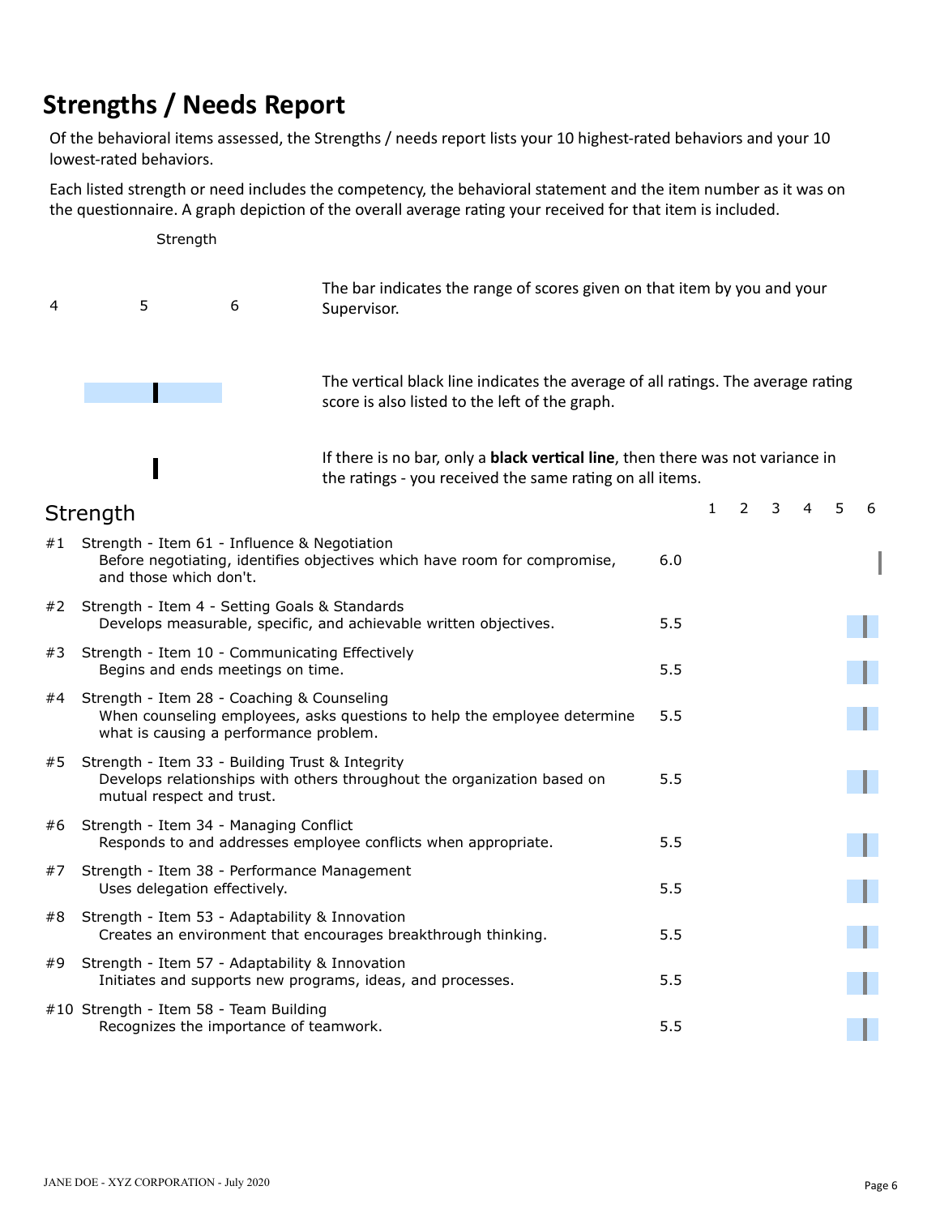# Strengths / Needs Report

Of the behavioral items assessed, the Strengths / needs report lists your 10 highest-rated behaviors and your 10 lowest-rated behaviors.

Each listed strength or need includes the competency, the behavioral statement and the item number as it was on the questionnaire. A graph depiction of the overall average rating your received for that item is included.

Strength

4 5 6

The bar indicates the range of scores given on that item by you and your Supervisor.

The vertical black line indicates the average of all ratings. The average rating score is also listed to the left of the graph.

If there is no bar, only a **black vertical line**, then there was not variance in the ratings - you received the same rating on all items.

## Strength

| # | Item | Average |
|---|---|---|
| #1 | Strength - Item 61 - Influence & Negotiation<br>Before negotiating, identifies objectives which have room for compromise, and those which don't. | 6.0 |
| #2 | Strength - Item 4 - Setting Goals & Standards<br>Develops measurable, specific, and achievable written objectives. | 5.5 |
| #3 | Strength - Item 10 - Communicating Effectively<br>Begins and ends meetings on time. | 5.5 |
| #4 | Strength - Item 28 - Coaching & Counseling<br>When counseling employees, asks questions to help the employee determine what is causing a performance problem. | 5.5 |
| #5 | Strength - Item 33 - Building Trust & Integrity<br>Develops relationships with others throughout the organization based on mutual respect and trust. | 5.5 |
| #6 | Strength - Item 34 - Managing Conflict<br>Responds to and addresses employee conflicts when appropriate. | 5.5 |
| #7 | Strength - Item 38 - Performance Management<br>Uses delegation effectively. | 5.5 |
| #8 | Strength - Item 53 - Adaptability & Innovation<br>Creates an environment that encourages breakthrough thinking. | 5.5 |
| #9 | Strength - Item 57 - Adaptability & Innovation<br>Initiates and supports new programs, ideas, and processes. | 5.5 |
| #10 | Strength - Item 58 - Team Building<br>Recognizes the importance of teamwork. | 5.5 |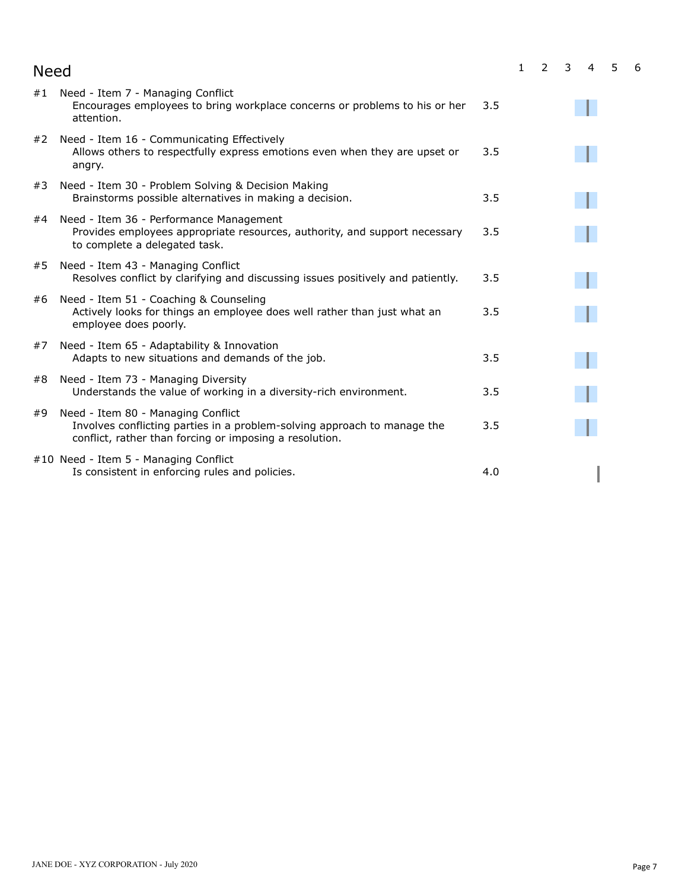## Need

| # | Item | Score |
|---|---|---|
| #1 | Need - Item 7 - Managing Conflict<br>Encourages employees to bring workplace concerns or problems to his or her attention. | 3.5 |
| #2 | Need - Item 16 - Communicating Effectively<br>Allows others to respectfully express emotions even when they are upset or angry. | 3.5 |
| #3 | Need - Item 30 - Problem Solving & Decision Making<br>Brainstorms possible alternatives in making a decision. | 3.5 |
| #4 | Need - Item 36 - Performance Management<br>Provides employees appropriate resources, authority, and support necessary to complete a delegated task. | 3.5 |
| #5 | Need - Item 43 - Managing Conflict<br>Resolves conflict by clarifying and discussing issues positively and patiently. | 3.5 |
| #6 | Need - Item 51 - Coaching & Counseling<br>Actively looks for things an employee does well rather than just what an employee does poorly. | 3.5 |
| #7 | Need - Item 65 - Adaptability & Innovation<br>Adapts to new situations and demands of the job. | 3.5 |
| #8 | Need - Item 73 - Managing Diversity<br>Understands the value of working in a diversity-rich environment. | 3.5 |
| #9 | Need - Item 80 - Managing Conflict<br>Involves conflicting parties in a problem-solving approach to manage the conflict, rather than forcing or imposing a resolution. | 3.5 |
| #10 | Need - Item 5 - Managing Conflict<br>Is consistent in enforcing rules and policies. | 4.0 |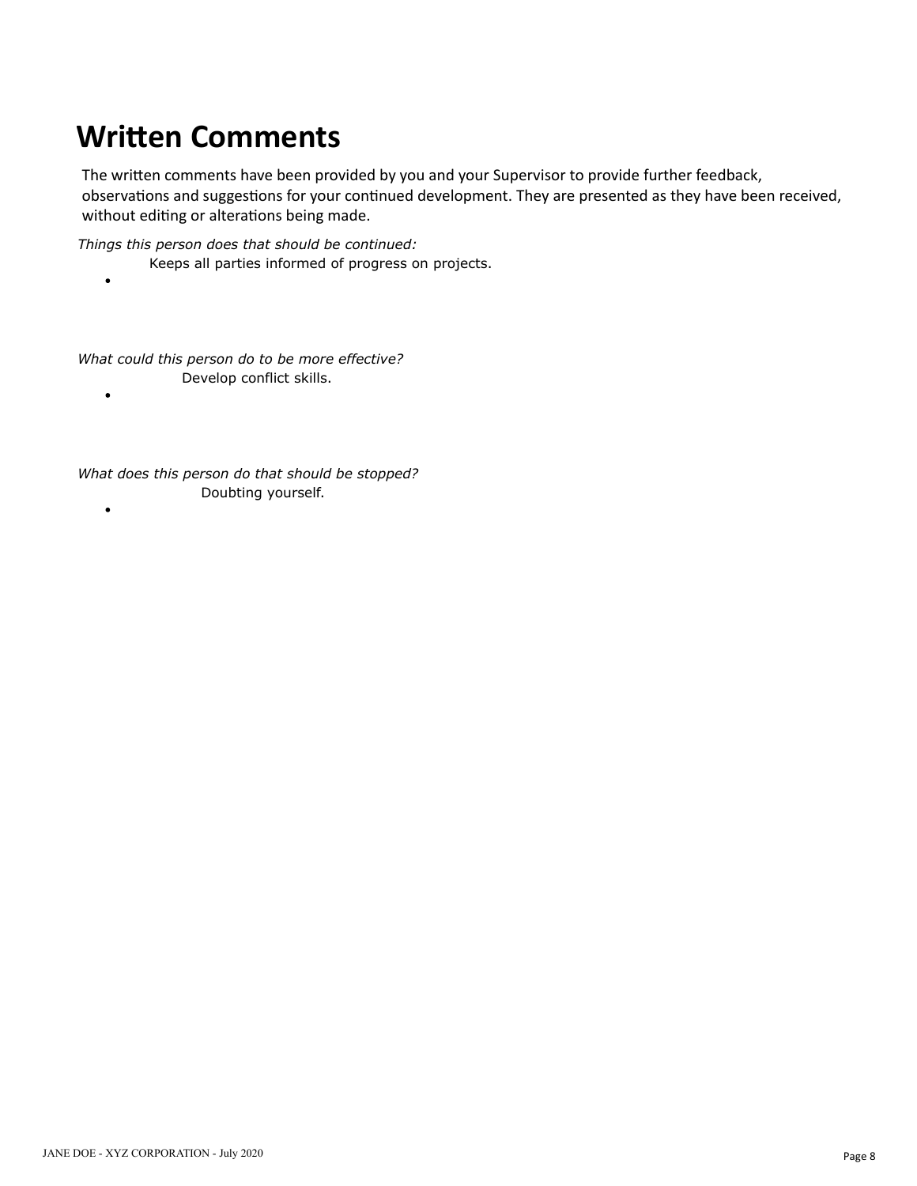# Written Comments

The written comments have been provided by you and your Supervisor to provide further feedback, observations and suggestions for your continued development. They are presented as they have been received, without editing or alterations being made.

*Things this person does that should be continued:*

- Keeps all parties informed of progress on projects.

*What could this person do to be more effective?*

- Develop conflict skills.

*What does this person do that should be stopped?*

- Doubting yourself.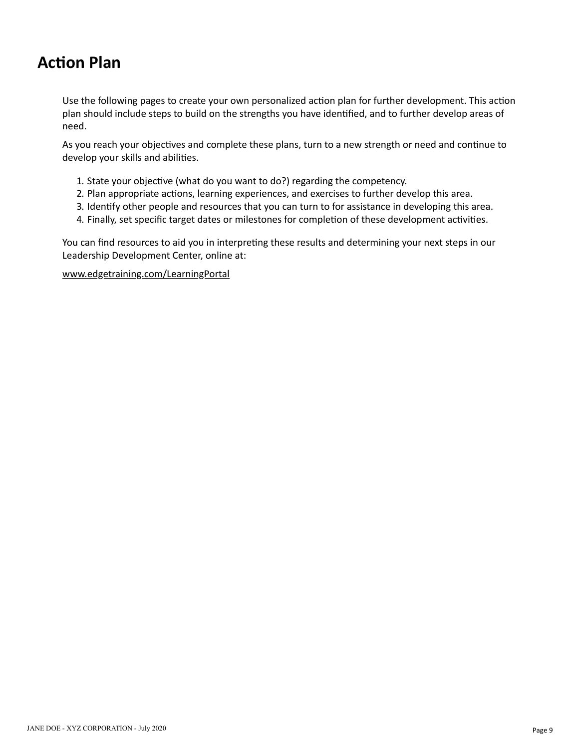# Action Plan

Use the following pages to create your own personalized action plan for further development. This action plan should include steps to build on the strengths you have identified, and to further develop areas of need.

As you reach your objectives and complete these plans, turn to a new strength or need and continue to develop your skills and abilities.

1. State your objective (what do you want to do?) regarding the competency.
2. Plan appropriate actions, learning experiences, and exercises to further develop this area.
3. Identify other people and resources that you can turn to for assistance in developing this area.
4. Finally, set specific target dates or milestones for completion of these development activities.

You can find resources to aid you in interpreting these results and determining your next steps in our Leadership Development Center, online at:

www.edgetraining.com/LearningPortal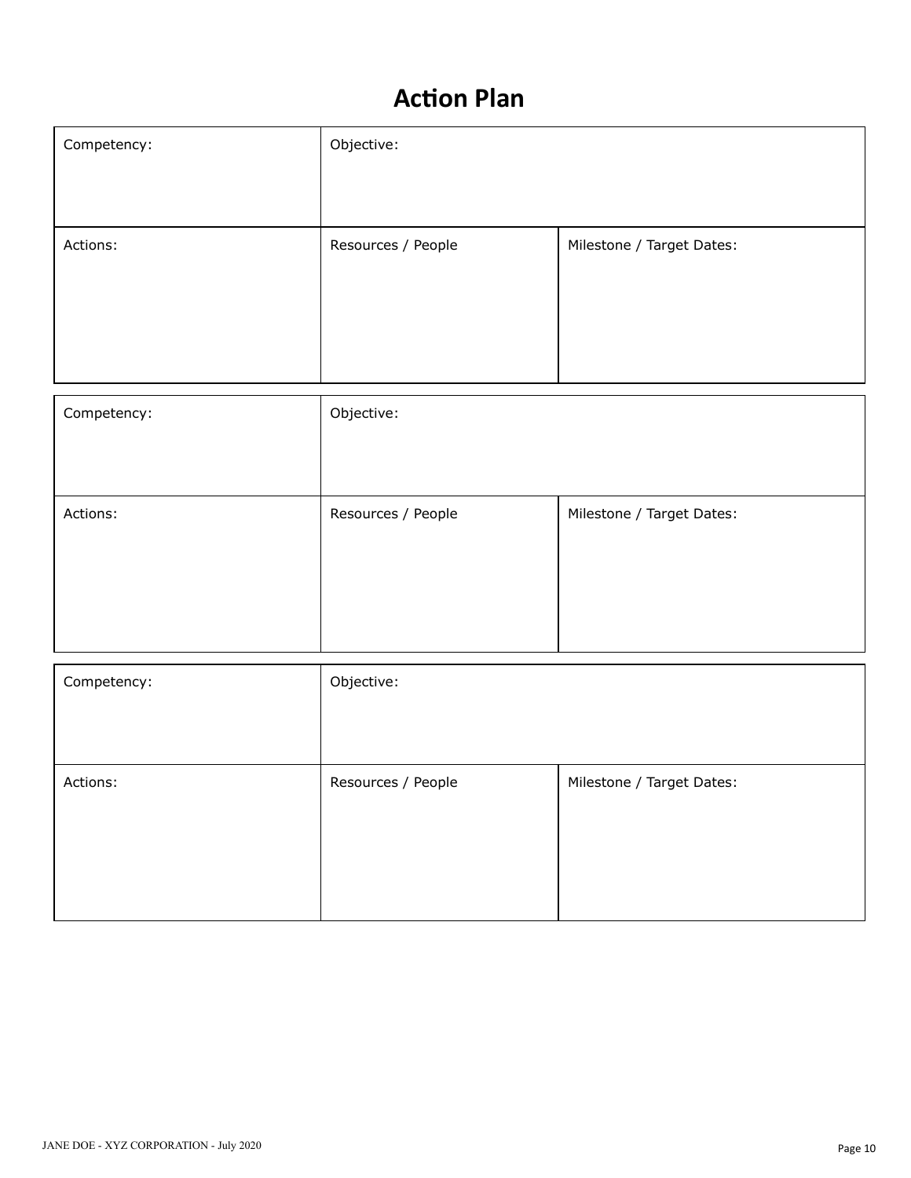# Action Plan

| | | |
|---|---|---|
| Competency: | Objective: | |
| Actions: | Resources / People | Milestone / Target Dates: |

| | | |
|---|---|---|
| Competency: | Objective: | |
| Actions: | Resources / People | Milestone / Target Dates: |

| | | |
|---|---|---|
| Competency: | Objective: | |
| Actions: | Resources / People | Milestone / Target Dates: |